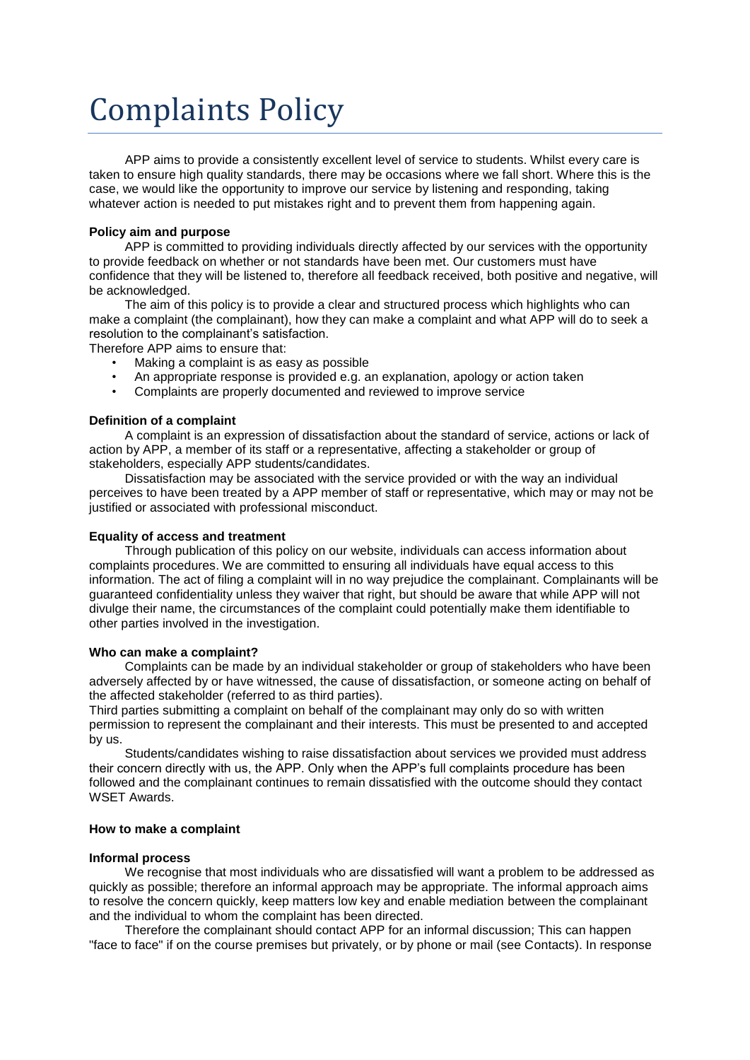# Complaints Policy

APP aims to provide a consistently excellent level of service to students. Whilst every care is taken to ensure high quality standards, there may be occasions where we fall short. Where this is the case, we would like the opportunity to improve our service by listening and responding, taking whatever action is needed to put mistakes right and to prevent them from happening again.

**Policy aim and purpose**

APP is committed to providing individuals directly affected by our services with the opportunity to provide feedback on whether or not standards have been met. Our customers must have confidence that they will be listened to, therefore all feedback received, both positive and negative, will be acknowledged.

The aim of this policy is to provide a clear and structured process which highlights who can make a complaint (the complainant), how they can make a complaint and what APP will do to seek a resolution to the complainant's satisfaction.

Therefore APP aims to ensure that:

- Making a complaint is as easy as possible
- An appropriate response is provided e.g. an explanation, apology or action taken
- Complaints are properly documented and reviewed to improve service

**Definition of a complaint**

A complaint is an expression of dissatisfaction about the standard of service, actions or lack of action by APP, a member of its staff or a representative, affecting a stakeholder or group of stakeholders, especially APP students/candidates.

Dissatisfaction may be associated with the service provided or with the way an individual perceives to have been treated by a APP member of staff or representative, which may or may not be justified or associated with professional misconduct.

**Equality of access and treatment**

Through publication of this policy on our website, individuals can access information about complaints procedures. We are committed to ensuring all individuals have equal access to this information. The act of filing a complaint will in no way prejudice the complainant. Complainants will be guaranteed confidentiality unless they waiver that right, but should be aware that while APP will not divulge their name, the circumstances of the complaint could potentially make them identifiable to other parties involved in the investigation.

**Who can make a complaint?**

Complaints can be made by an individual stakeholder or group of stakeholders who have been adversely affected by or have witnessed, the cause of dissatisfaction, or someone acting on behalf of the affected stakeholder (referred to as third parties).

Third parties submitting a complaint on behalf of the complainant may only do so with written permission to represent the complainant and their interests. This must be presented to and accepted by us.

Students/candidates wishing to raise dissatisfaction about services we provided must address their concern directly with us, the APP. Only when the APP's full complaints procedure has been followed and the complainant continues to remain dissatisfied with the outcome should they contact WSET Awards.

**How to make a complaint**

**Informal process**

We recognise that most individuals who are dissatisfied will want a problem to be addressed as quickly as possible; therefore an informal approach may be appropriate. The informal approach aims to resolve the concern quickly, keep matters low key and enable mediation between the complainant and the individual to whom the complaint has been directed.

Therefore the complainant should contact APP for an informal discussion; This can happen "face to face" if on the course premises but privately, or by phone or mail (see Contacts). In response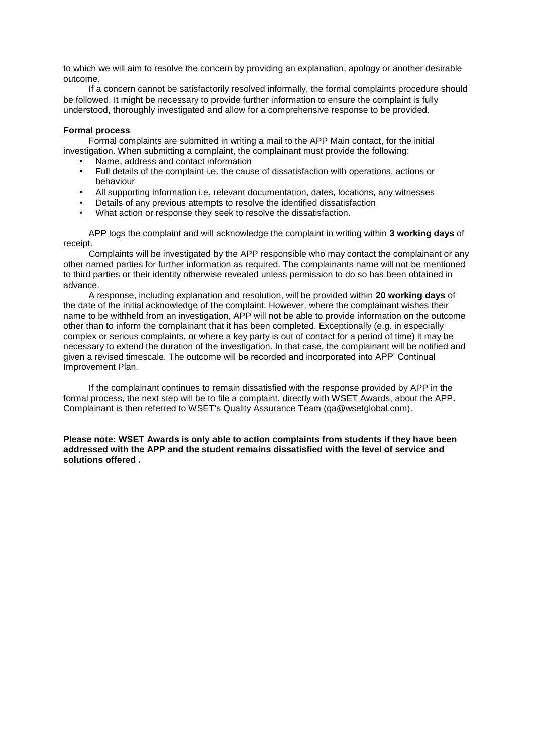to which we will aim to resolve the concern by providing an explanation, apology or another desirable outcome.

If a concern cannot be satisfactorily resolved informally, the formal complaints procedure should be followed. It might be necessary to provide further information to ensure the complaint is fully understood, thoroughly investigated and allow for a comprehensive response to be provided.

**Formal process**

Formal complaints are submitted in writing a mail to the APP Main contact, for the initial investigation. When submitting a complaint, the complainant must provide the following:

- Name, address and contact information
- Full details of the complaint i.e. the cause of dissatisfaction with operations, actions or behaviour
- All supporting information i.e. relevant documentation, dates, locations, any witnesses
- Details of any previous attempts to resolve the identified dissatisfaction
- What action or response they seek to resolve the dissatisfaction.

APP logs the complaint and will acknowledge the complaint in writing within **3 working days** of receipt.

Complaints will be investigated by the APP responsible who may contact the complainant or any other named parties for further information as required. The complainants name will not be mentioned to third parties or their identity otherwise revealed unless permission to do so has been obtained in advance.

A response, including explanation and resolution, will be provided within **20 working days** of the date of the initial acknowledge of the complaint. However, where the complainant wishes their name to be withheld from an investigation, APP will not be able to provide information on the outcome other than to inform the complainant that it has been completed. Exceptionally (e.g. in especially complex or serious complaints, or where a key party is out of contact for a period of time) it may be necessary to extend the duration of the investigation. In that case, the complainant will be notified and given a revised timescale. The outcome will be recorded and incorporated into APP' Continual Improvement Plan.

If the complainant continues to remain dissatisfied with the response provided by APP in the formal process, the next step will be to file a complaint, directly with WSET Awards, about the APP**.** Complainant is then referred to WSET's Quality Assurance Team (qa@wsetglobal.com).

**Please note: WSET Awards is only able to action complaints from students if they have been addressed with the APP and the student remains dissatisfied with the level of service and solutions offered .**